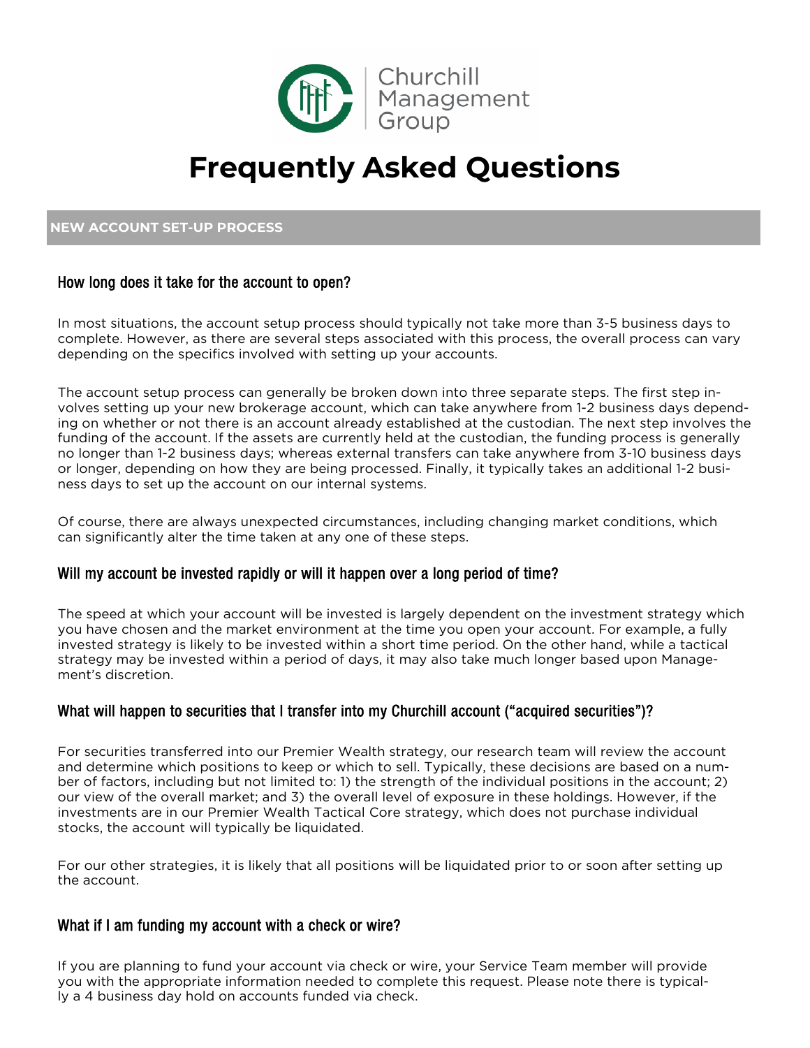Churchill Management Group

# Frequently Asked Questions

## NEW ACCOUNT SET-UP PROCESS

### How long does it take for the account to open?

In most situations, the account setup process should typically not take more than 3-5 business days to complete. However, as there are several steps associated with this process, the overall process can vary depending on the specifics involved with setting up your accounts.

The account setup process can generally be broken down into three separate steps. The first step involves setting up your new brokerage account, which can take anywhere from 1-2 business days depending on whether or not there is an account already established at the custodian. The next step involves the funding of the account. If the assets are currently held at the custodian, the funding process is generally no longer than 1-2 business days; whereas external transfers can take anywhere from 3-10 business days or longer, depending on how they are being processed. Finally, it typically takes an additional 1-2 business days to set up the account on our internal systems.

Of course, there are always unexpected circumstances, including changing market conditions, which can significantly alter the time taken at any one of these steps.

### Will my account be invested rapidly or will it happen over a long period of time?

The speed at which your account will be invested is largely dependent on the investment strategy which you have chosen and the market environment at the time you open your account. For example, a fully invested strategy is likely to be invested within a short time period. On the other hand, while a tactical strategy may be invested within a period of days, it may also take much longer based upon Management's discretion.

### What will happen to securities that I transfer into my Churchill account ("acquired securities")?

For securities transferred into our Premier Wealth strategy, our research team will review the account and determine which positions to keep or which to sell. Typically, these decisions are based on a number of factors, including but not limited to: 1) the strength of the individual positions in the account; 2) our view of the overall market; and 3) the overall level of exposure in these holdings. However, if the investments are in our Premier Wealth Tactical Core strategy, which does not purchase individual stocks, the account will typically be liquidated.

For our other strategies, it is likely that all positions will be liquidated prior to or soon after setting up the account.

### What if I am funding my account with a check or wire?

If you are planning to fund your account via check or wire, your Service Team member will provide you with the appropriate information needed to complete this request. Please note there is typically a 4 business day hold on accounts funded via check.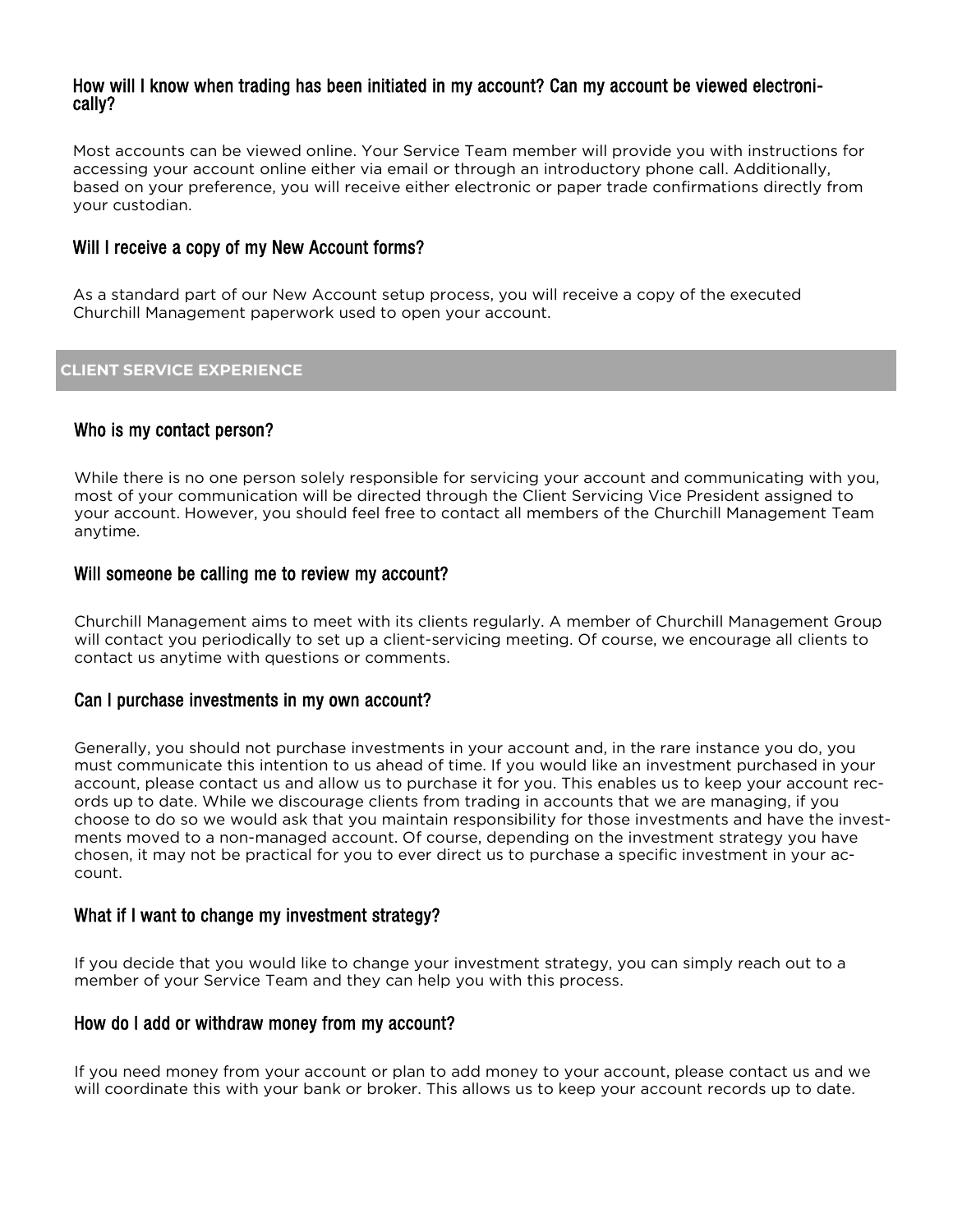### How will I know when trading has been initiated in my account? Can my account be viewed electronically?

Most accounts can be viewed online. Your Service Team member will provide you with instructions for accessing your account online either via email or through an introductory phone call. Additionally, based on your preference, you will receive either electronic or paper trade confirmations directly from your custodian.

### Will I receive a copy of my New Account forms?

As a standard part of our New Account setup process, you will receive a copy of the executed Churchill Management paperwork used to open your account.

## CLIENT SERVICE EXPERIENCE

### Who is my contact person?

While there is no one person solely responsible for servicing your account and communicating with you, most of your communication will be directed through the Client Servicing Vice President assigned to your account. However, you should feel free to contact all members of the Churchill Management Team anytime.

### Will someone be calling me to review my account?

Churchill Management aims to meet with its clients regularly. A member of Churchill Management Group will contact you periodically to set up a client-servicing meeting. Of course, we encourage all clients to contact us anytime with questions or comments.

### Can I purchase investments in my own account?

Generally, you should not purchase investments in your account and, in the rare instance you do, you must communicate this intention to us ahead of time. If you would like an investment purchased in your account, please contact us and allow us to purchase it for you. This enables us to keep your account records up to date. While we discourage clients from trading in accounts that we are managing, if you choose to do so we would ask that you maintain responsibility for those investments and have the investments moved to a non-managed account. Of course, depending on the investment strategy you have chosen, it may not be practical for you to ever direct us to purchase a specific investment in your account.

### What if I want to change my investment strategy?

If you decide that you would like to change your investment strategy, you can simply reach out to a member of your Service Team and they can help you with this process.

### How do I add or withdraw money from my account?

If you need money from your account or plan to add money to your account, please contact us and we will coordinate this with your bank or broker. This allows us to keep your account records up to date.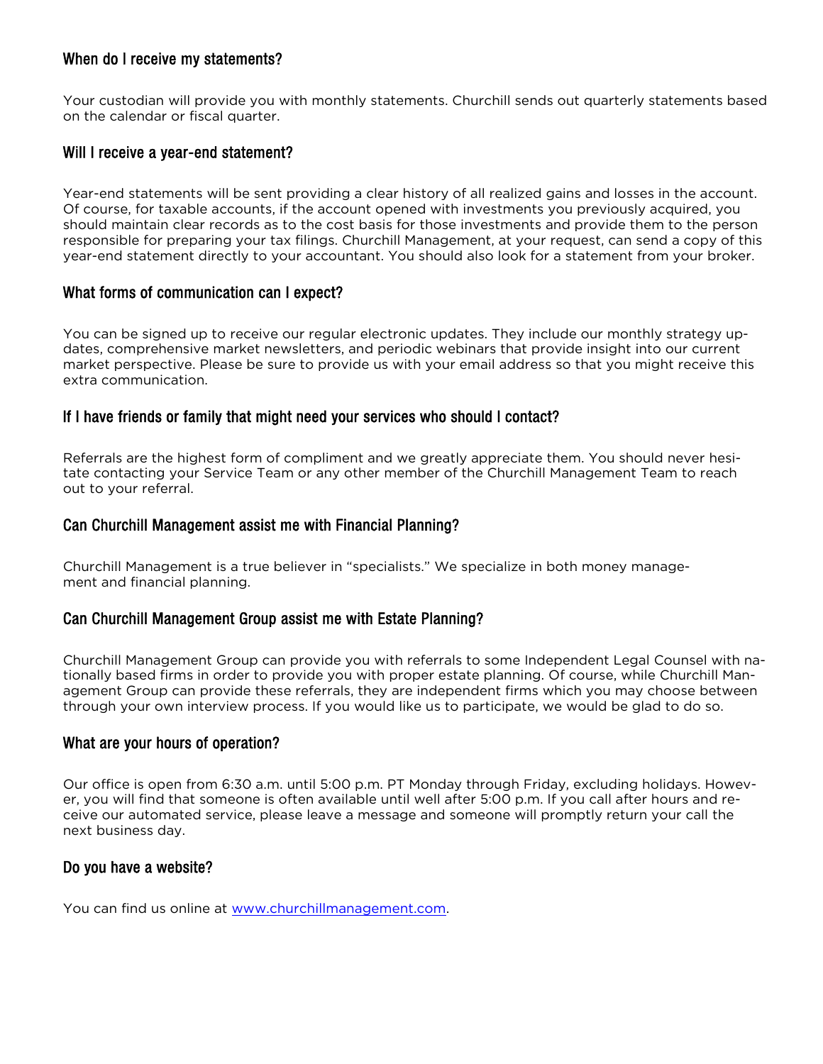### When do I receive my statements?

Your custodian will provide you with monthly statements. Churchill sends out quarterly statements based on the calendar or fiscal quarter.

### Will I receive a year-end statement?

Year-end statements will be sent providing a clear history of all realized gains and losses in the account. Of course, for taxable accounts, if the account opened with investments you previously acquired, you should maintain clear records as to the cost basis for those investments and provide them to the person responsible for preparing your tax filings. Churchill Management, at your request, can send a copy of this year-end statement directly to your accountant. You should also look for a statement from your broker.

### What forms of communication can I expect?

You can be signed up to receive our regular electronic updates. They include our monthly strategy updates, comprehensive market newsletters, and periodic webinars that provide insight into our current market perspective. Please be sure to provide us with your email address so that you might receive this extra communication.

### If I have friends or family that might need your services who should I contact?

Referrals are the highest form of compliment and we greatly appreciate them. You should never hesitate contacting your Service Team or any other member of the Churchill Management Team to reach out to your referral.

### Can Churchill Management assist me with Financial Planning?

Churchill Management is a true believer in "specialists." We specialize in both money management and financial planning.

### Can Churchill Management Group assist me with Estate Planning?

Churchill Management Group can provide you with referrals to some Independent Legal Counsel with nationally based firms in order to provide you with proper estate planning. Of course, while Churchill Management Group can provide these referrals, they are independent firms which you may choose between through your own interview process. If you would like us to participate, we would be glad to do so.

### What are your hours of operation?

Our office is open from 6:30 a.m. until 5:00 p.m. PT Monday through Friday, excluding holidays. However, you will find that someone is often available until well after 5:00 p.m. If you call after hours and receive our automated service, please leave a message and someone will promptly return your call the next business day.

### Do you have a website?

You can find us online at [www.churchillmanagement.com](http://www.churchillmanagement.com).